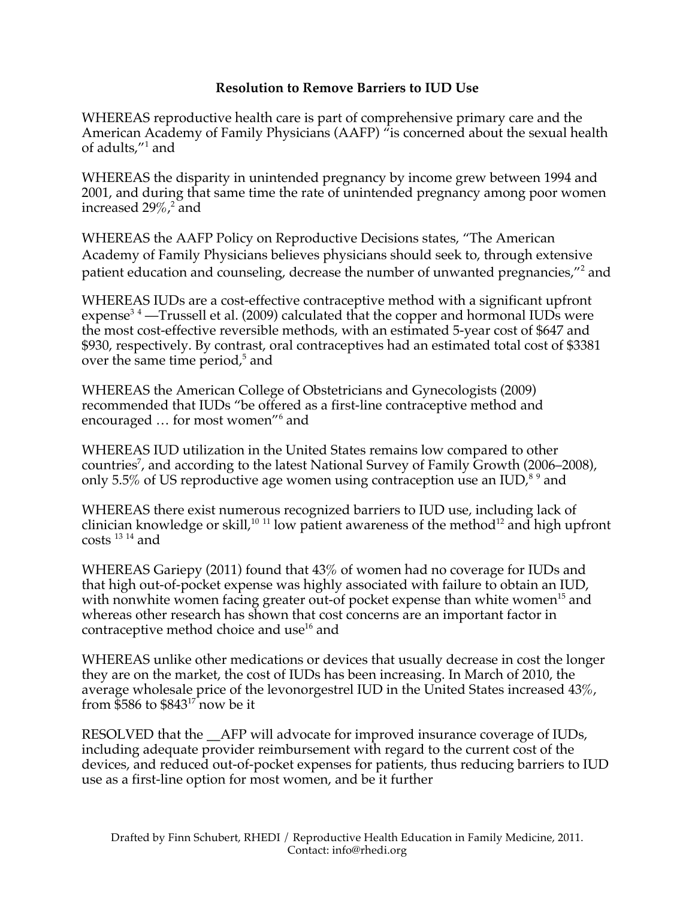**Resolution to Remove Barriers to IUD Use**

WHEREAS reproductive health care is part of comprehensive primary care and the American Academy of Family Physicians (AAFP) "is concerned about the sexual health of adults,"[1] and

WHEREAS the disparity in unintended pregnancy by income grew between 1994 and 2001, and during that same time the rate of unintended pregnancy among poor women increased 29%,[2] and

WHEREAS the AAFP Policy on Reproductive Decisions states, "The American Academy of Family Physicians believes physicians should seek to, through extensive patient education and counseling, decrease the number of unwanted pregnancies,"[2] and

WHEREAS IUDs are a cost-effective contraceptive method with a significant upfront expense[3 4] —Trussell et al. (2009) calculated that the copper and hormonal IUDs were the most cost-effective reversible methods, with an estimated 5-year cost of $647 and $930, respectively. By contrast, oral contraceptives had an estimated total cost of $3381 over the same time period,[5] and

WHEREAS the American College of Obstetricians and Gynecologists (2009) recommended that IUDs "be offered as a first-line contraceptive method and encouraged … for most women"[6] and

WHEREAS IUD utilization in the United States remains low compared to other countries[7], and according to the latest National Survey of Family Growth (2006–2008), only 5.5% of US reproductive age women using contraception use an IUD,[8 9] and

WHEREAS there exist numerous recognized barriers to IUD use, including lack of clinician knowledge or skill,[10 11] low patient awareness of the method[12] and high upfront costs [13 14] and

WHEREAS Gariepy (2011) found that 43% of women had no coverage for IUDs and that high out-of-pocket expense was highly associated with failure to obtain an IUD, with nonwhite women facing greater out-of pocket expense than white women[15] and whereas other research has shown that cost concerns are an important factor in contraceptive method choice and use[16] and

WHEREAS unlike other medications or devices that usually decrease in cost the longer they are on the market, the cost of IUDs has been increasing. In March of 2010, the average wholesale price of the levonorgestrel IUD in the United States increased 43%, from $586 to $843[17] now be it

RESOLVED that the __AFP will advocate for improved insurance coverage of IUDs, including adequate provider reimbursement with regard to the current cost of the devices, and reduced out-of-pocket expenses for patients, thus reducing barriers to IUD use as a first-line option for most women, and be it further

Drafted by Finn Schubert, RHEDI / Reproductive Health Education in Family Medicine, 2011.
Contact: info@rhedi.org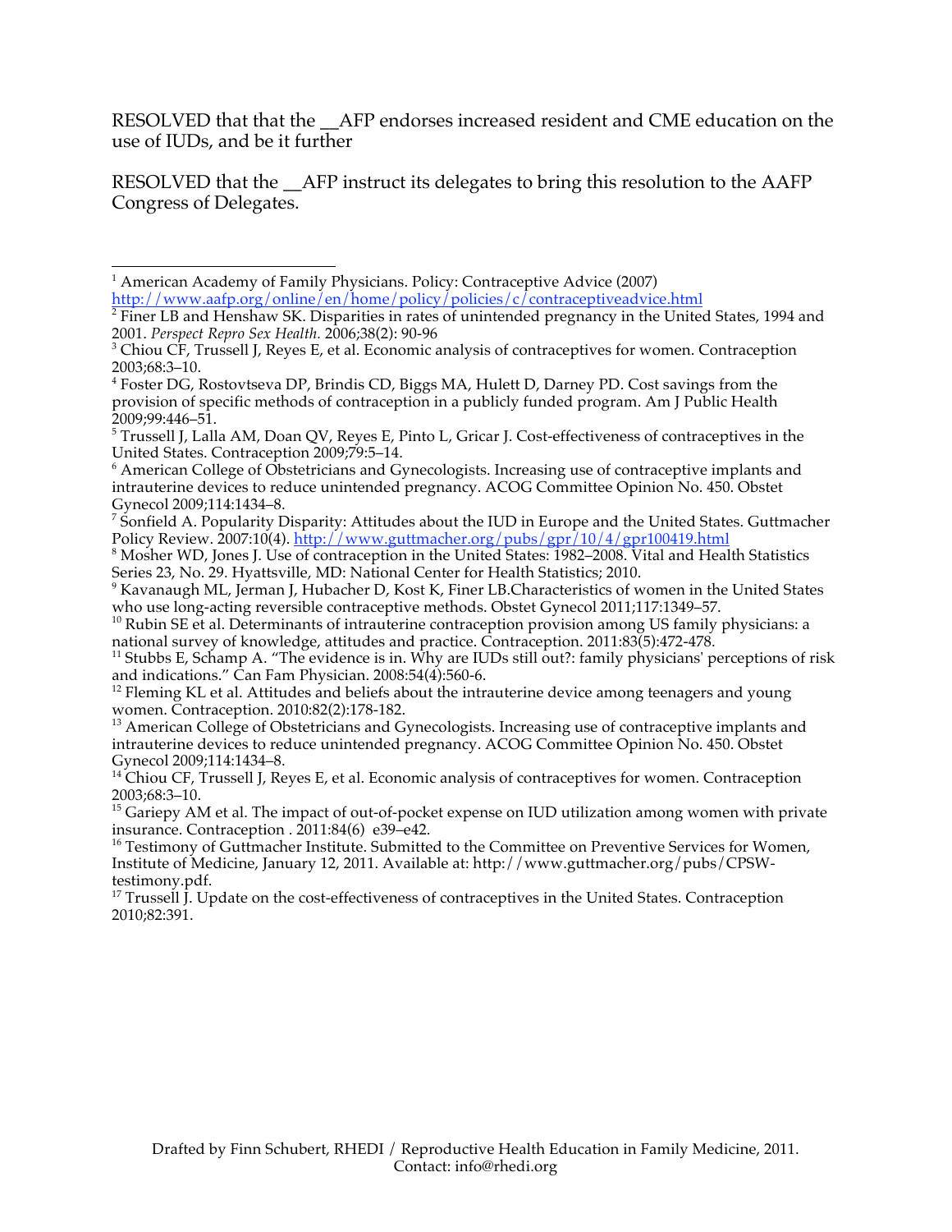RESOLVED that that the __AFP endorses increased resident and CME education on the use of IUDs, and be it further

RESOLVED that the __AFP instruct its delegates to bring this resolution to the AAFP Congress of Delegates.

---

[1] American Academy of Family Physicians. Policy: Contraceptive Advice (2007) http://www.aafp.org/online/en/home/policy/policies/c/contraceptiveadvice.html

[2] Finer LB and Henshaw SK. Disparities in rates of unintended pregnancy in the United States, 1994 and 2001. *Perspect Repro Sex Health.* 2006;38(2): 90-96

[3] Chiou CF, Trussell J, Reyes E, et al. Economic analysis of contraceptives for women. Contraception 2003;68:3–10.

[4] Foster DG, Rostovtseva DP, Brindis CD, Biggs MA, Hulett D, Darney PD. Cost savings from the provision of specific methods of contraception in a publicly funded program. Am J Public Health 2009;99:446–51.

[5] Trussell J, Lalla AM, Doan QV, Reyes E, Pinto L, Gricar J. Cost-effectiveness of contraceptives in the United States. Contraception 2009;79:5–14.

[6] American College of Obstetricians and Gynecologists. Increasing use of contraceptive implants and intrauterine devices to reduce unintended pregnancy. ACOG Committee Opinion No. 450. Obstet Gynecol 2009;114:1434–8.

[7] Sonfield A. Popularity Disparity: Attitudes about the IUD in Europe and the United States. Guttmacher Policy Review. 2007:10(4). http://www.guttmacher.org/pubs/gpr/10/4/gpr100419.html

[8] Mosher WD, Jones J. Use of contraception in the United States: 1982–2008. Vital and Health Statistics Series 23, No. 29. Hyattsville, MD: National Center for Health Statistics; 2010.

[9] Kavanaugh ML, Jerman J, Hubacher D, Kost K, Finer LB.Characteristics of women in the United States who use long-acting reversible contraceptive methods. Obstet Gynecol 2011;117:1349–57.

[10] Rubin SE et al. Determinants of intrauterine contraception provision among US family physicians: a national survey of knowledge, attitudes and practice. Contraception. 2011:83(5):472-478.

[11] Stubbs E, Schamp A. "The evidence is in. Why are IUDs still out?: family physicians' perceptions of risk and indications." Can Fam Physician. 2008:54(4):560-6.

[12] Fleming KL et al. Attitudes and beliefs about the intrauterine device among teenagers and young women. Contraception. 2010:82(2):178-182.

[13] American College of Obstetricians and Gynecologists. Increasing use of contraceptive implants and intrauterine devices to reduce unintended pregnancy. ACOG Committee Opinion No. 450. Obstet Gynecol 2009;114:1434–8.

[14] Chiou CF, Trussell J, Reyes E, et al. Economic analysis of contraceptives for women. Contraception 2003;68:3–10.

[15] Gariepy AM et al. The impact of out-of-pocket expense on IUD utilization among women with private insurance. Contraception . 2011:84(6) e39–e42.

[16] Testimony of Guttmacher Institute. Submitted to the Committee on Preventive Services for Women, Institute of Medicine, January 12, 2011. Available at: http://www.guttmacher.org/pubs/CPSW-testimony.pdf.

[17] Trussell J. Update on the cost-effectiveness of contraceptives in the United States. Contraception 2010;82:391.

Drafted by Finn Schubert, RHEDI / Reproductive Health Education in Family Medicine, 2011.
Contact: info@rhedi.org